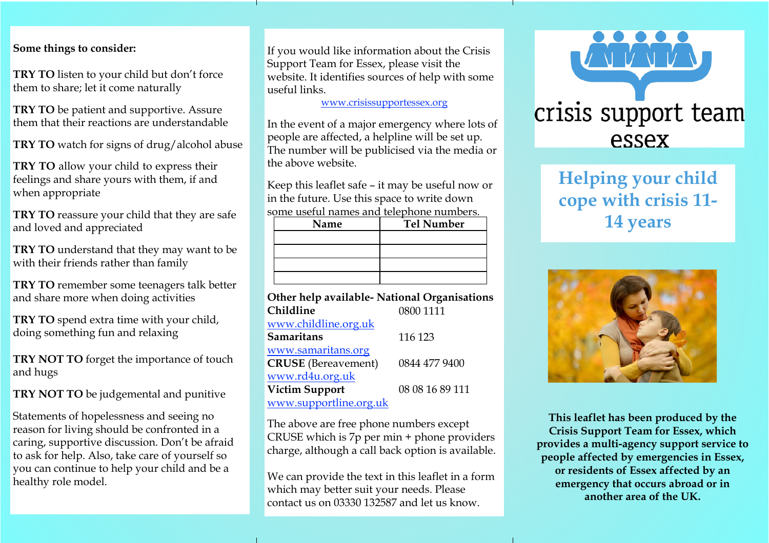**Some things to consider:**

**TRY TO** listen to your child but don't force them to share; let it come naturally

**TRY TO** be patient and supportive. Assure them that their reactions are understandable

**TRY TO** watch for signs of drug/alcohol abuse

**TRY TO** allow your child to express their feelings and share yours with them, if and when appropriate

**TRY TO** reassure your child that they are safe and loved and appreciated

**TRY TO** understand that they may want to be with their friends rather than family

**TRY TO** remember some teenagers talk better and share more when doing activities

**TRY TO** spend extra time with your child, doing something fun and relaxing

**TRY NOT TO** forget the importance of touch and hugs

**TRY NOT TO** be judgemental and punitive

Statements of hopelessness and seeing no reason for living should be confronted in a caring, supportive discussion. Don't be afraid to ask for help. Also, take care of yourself so you can continue to help your child and be a healthy role model.

If you would like information about the Crisis Support Team for Essex, please visit the website. It identifies sources of help with some useful links.

www.crisissupportessex.org

In the event of a major emergency where lots of people are affected, a helpline will be set up. The number will be publicised via the media or the above website.

Keep this leaflet safe – it may be useful now or in the future. Use this space to write down some useful names and telephone numbers.

| Name | Tel Number |
|---|---|
| | |
| | |
| | |
| | |

**Other help available- National Organisations**

**Childline** 0800 1111
www.childline.org.uk

**Samaritans** 116 123
www.samaritans.org

**CRUSE** (Bereavement) 0844 477 9400
www.rd4u.org.uk

**Victim Support** 08 08 16 89 111
www.supportline.org.uk

The above are free phone numbers except CRUSE which is 7p per min + phone providers charge, although a call back option is available.

We can provide the text in this leaflet in a form which may better suit your needs. Please contact us on 03330 132587 and let us know.

crisis support team essex

# Helping your child cope with crisis 11-14 years

**This leaflet has been produced by the Crisis Support Team for Essex, which provides a multi-agency support service to people affected by emergencies in Essex, or residents of Essex affected by an emergency that occurs abroad or in another area of the UK.**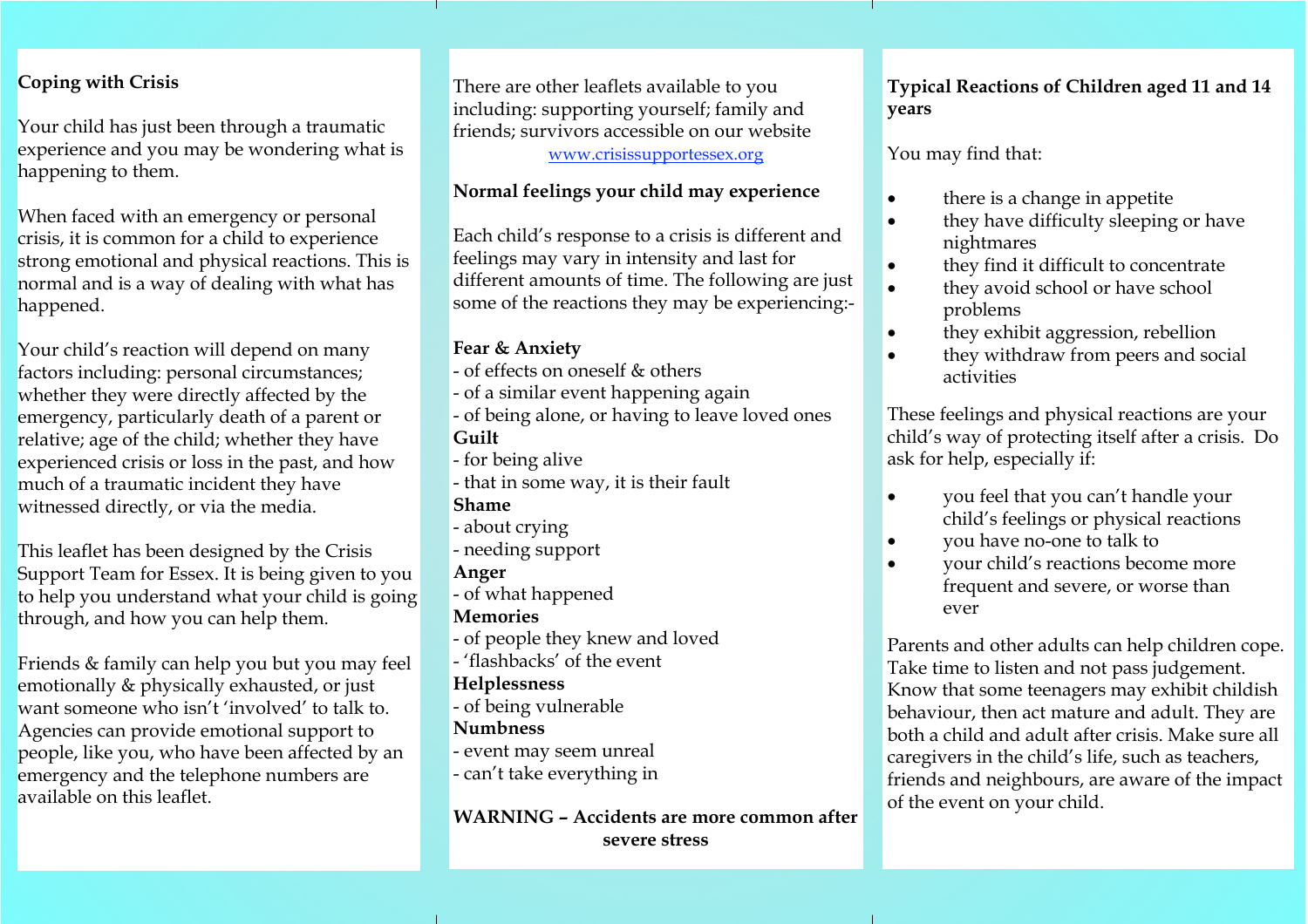## Coping with Crisis

Your child has just been through a traumatic experience and you may be wondering what is happening to them.

When faced with an emergency or personal crisis, it is common for a child to experience strong emotional and physical reactions. This is normal and is a way of dealing with what has happened.

Your child's reaction will depend on many factors including: personal circumstances; whether they were directly affected by the emergency, particularly death of a parent or relative; age of the child; whether they have experienced crisis or loss in the past, and how much of a traumatic incident they have witnessed directly, or via the media.

This leaflet has been designed by the Crisis Support Team for Essex. It is being given to you to help you understand what your child is going through, and how you can help them.

Friends & family can help you but you may feel emotionally & physically exhausted, or just want someone who isn't 'involved' to talk to. Agencies can provide emotional support to people, like you, who have been affected by an emergency and the telephone numbers are available on this leaflet.

There are other leaflets available to you including: supporting yourself; family and friends; survivors accessible on our website www.crisissupportessex.org

## Normal feelings your child may experience

Each child's response to a crisis is different and feelings may vary in intensity and last for different amounts of time. The following are just some of the reactions they may be experiencing:-

**Fear & Anxiety**
- of effects on oneself & others
- of a similar event happening again
- of being alone, or having to leave loved ones

**Guilt**
- for being alive
- that in some way, it is their fault

**Shame**
- about crying
- needing support

**Anger**
- of what happened

**Memories**
- of people they knew and loved
- 'flashbacks' of the event

**Helplessness**
- of being vulnerable

**Numbness**
- event may seem unreal
- can't take everything in

**WARNING – Accidents are more common after severe stress**

## Typical Reactions of Children aged 11 and 14 years

You may find that:

- there is a change in appetite
- they have difficulty sleeping or have nightmares
- they find it difficult to concentrate
- they avoid school or have school problems
- they exhibit aggression, rebellion
- they withdraw from peers and social activities

These feelings and physical reactions are your child's way of protecting itself after a crisis. Do ask for help, especially if:

- you feel that you can't handle your child's feelings or physical reactions
- you have no-one to talk to
- your child's reactions become more frequent and severe, or worse than ever

Parents and other adults can help children cope. Take time to listen and not pass judgement. Know that some teenagers may exhibit childish behaviour, then act mature and adult. They are both a child and adult after crisis. Make sure all caregivers in the child's life, such as teachers, friends and neighbours, are aware of the impact of the event on your child.